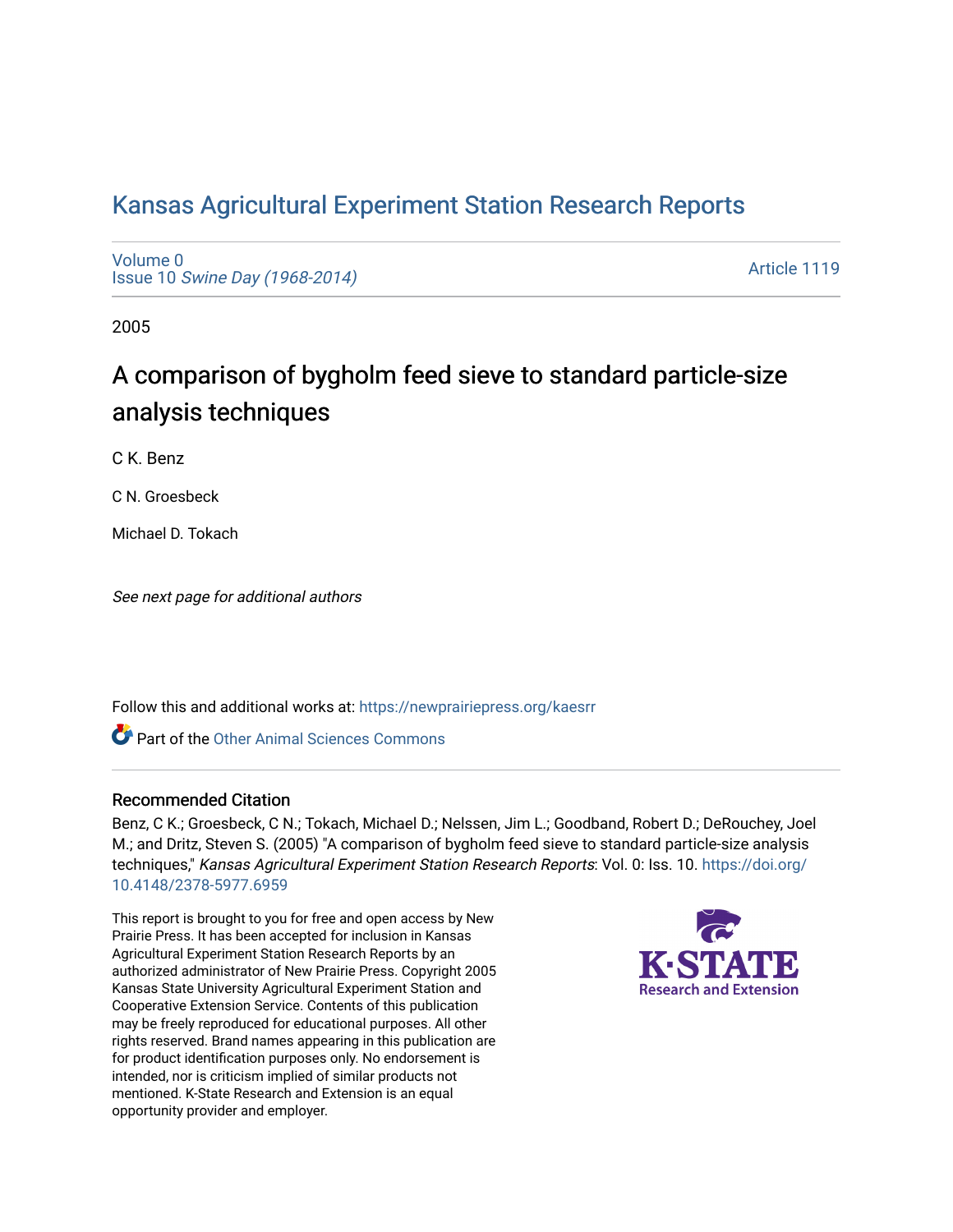# Kansas Agricultural Experiment Station Research Reports

Volume 0
Issue 10 *Swine Day (1968-2014)*

Article 1119

2005

## A comparison of bygholm feed sieve to standard particle-size analysis techniques

C K. Benz

C N. Groesbeck

Michael D. Tokach

*See next page for additional authors*

Follow this and additional works at: https://newprairiepress.org/kaesrr

Part of the Other Animal Sciences Commons

### Recommended Citation

Benz, C K.; Groesbeck, C N.; Tokach, Michael D.; Nelssen, Jim L.; Goodband, Robert D.; DeRouchey, Joel M.; and Dritz, Steven S. (2005) "A comparison of bygholm feed sieve to standard particle-size analysis techniques," *Kansas Agricultural Experiment Station Research Reports*: Vol. 0: Iss. 10. https://doi.org/10.4148/2378-5977.6959

This report is brought to you for free and open access by New Prairie Press. It has been accepted for inclusion in Kansas Agricultural Experiment Station Research Reports by an authorized administrator of New Prairie Press. Copyright 2005 Kansas State University Agricultural Experiment Station and Cooperative Extension Service. Contents of this publication may be freely reproduced for educational purposes. All other rights reserved. Brand names appearing in this publication are for product identification purposes only. No endorsement is intended, nor is criticism implied of similar products not mentioned. K-State Research and Extension is an equal opportunity provider and employer.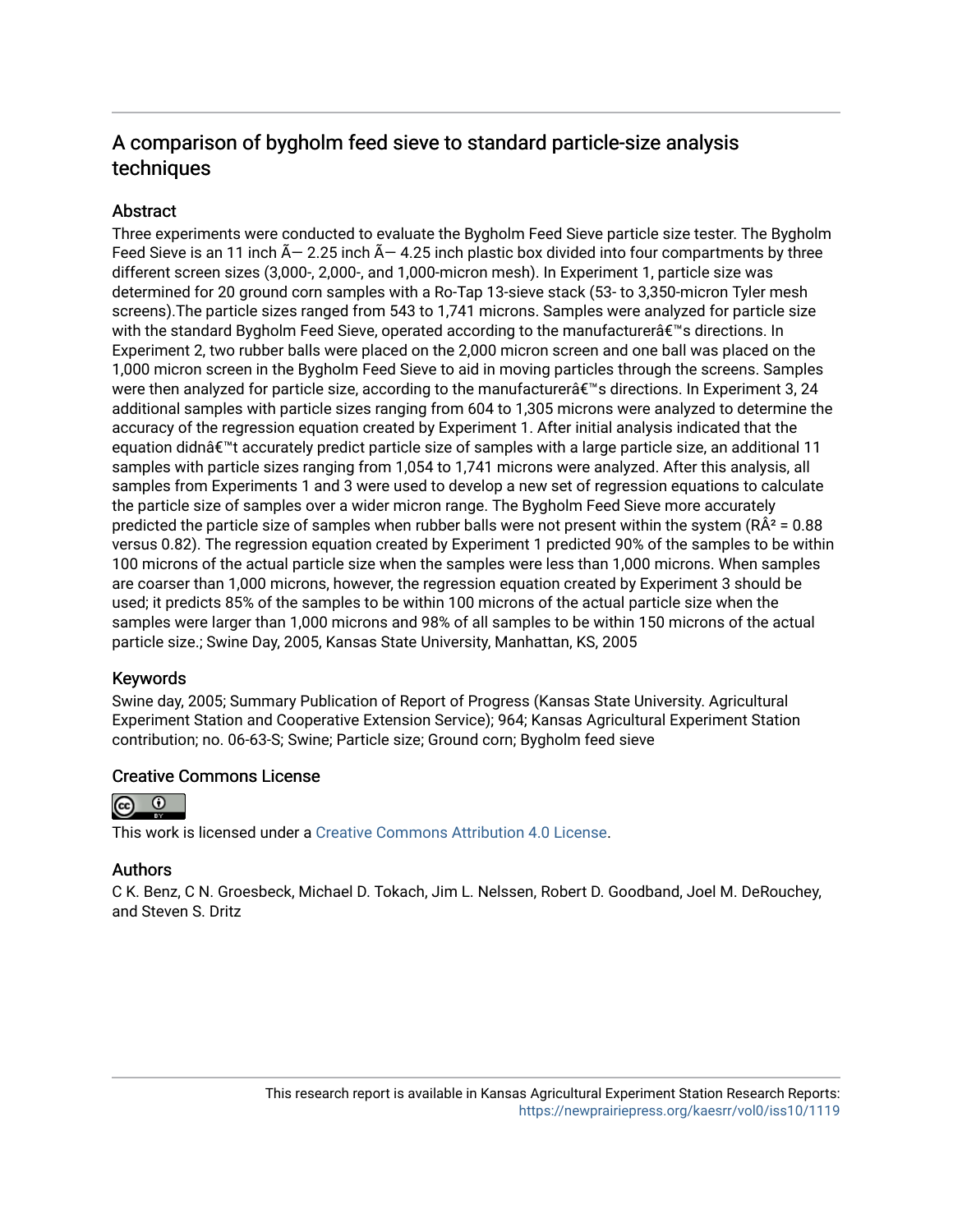# A comparison of bygholm feed sieve to standard particle-size analysis techniques

## Abstract

Three experiments were conducted to evaluate the Bygholm Feed Sieve particle size tester. The Bygholm Feed Sieve is an 11 inch Ã— 2.25 inch Ã— 4.25 inch plastic box divided into four compartments by three different screen sizes (3,000-, 2,000-, and 1,000-micron mesh). In Experiment 1, particle size was determined for 20 ground corn samples with a Ro-Tap 13-sieve stack (53- to 3,350-micron Tyler mesh screens).The particle sizes ranged from 543 to 1,741 microns. Samples were analyzed for particle size with the standard Bygholm Feed Sieve, operated according to the manufacturerâ€™s directions. In Experiment 2, two rubber balls were placed on the 2,000 micron screen and one ball was placed on the 1,000 micron screen in the Bygholm Feed Sieve to aid in moving particles through the screens. Samples were then analyzed for particle size, according to the manufacturerâ€™s directions. In Experiment 3, 24 additional samples with particle sizes ranging from 604 to 1,305 microns were analyzed to determine the accuracy of the regression equation created by Experiment 1. After initial analysis indicated that the equation didnâ€™t accurately predict particle size of samples with a large particle size, an additional 11 samples with particle sizes ranging from 1,054 to 1,741 microns were analyzed. After this analysis, all samples from Experiments 1 and 3 were used to develop a new set of regression equations to calculate the particle size of samples over a wider micron range. The Bygholm Feed Sieve more accurately predicted the particle size of samples when rubber balls were not present within the system (RÂ² = 0.88 versus 0.82). The regression equation created by Experiment 1 predicted 90% of the samples to be within 100 microns of the actual particle size when the samples were less than 1,000 microns. When samples are coarser than 1,000 microns, however, the regression equation created by Experiment 3 should be used; it predicts 85% of the samples to be within 100 microns of the actual particle size when the samples were larger than 1,000 microns and 98% of all samples to be within 150 microns of the actual particle size.; Swine Day, 2005, Kansas State University, Manhattan, KS, 2005

## Keywords

Swine day, 2005; Summary Publication of Report of Progress (Kansas State University. Agricultural Experiment Station and Cooperative Extension Service); 964; Kansas Agricultural Experiment Station contribution; no. 06-63-S; Swine; Particle size; Ground corn; Bygholm feed sieve

## Creative Commons License

This work is licensed under a Creative Commons Attribution 4.0 License.

## Authors

C K. Benz, C N. Groesbeck, Michael D. Tokach, Jim L. Nelssen, Robert D. Goodband, Joel M. DeRouchey, and Steven S. Dritz

This research report is available in Kansas Agricultural Experiment Station Research Reports: https://newprairiepress.org/kaesrr/vol0/iss10/1119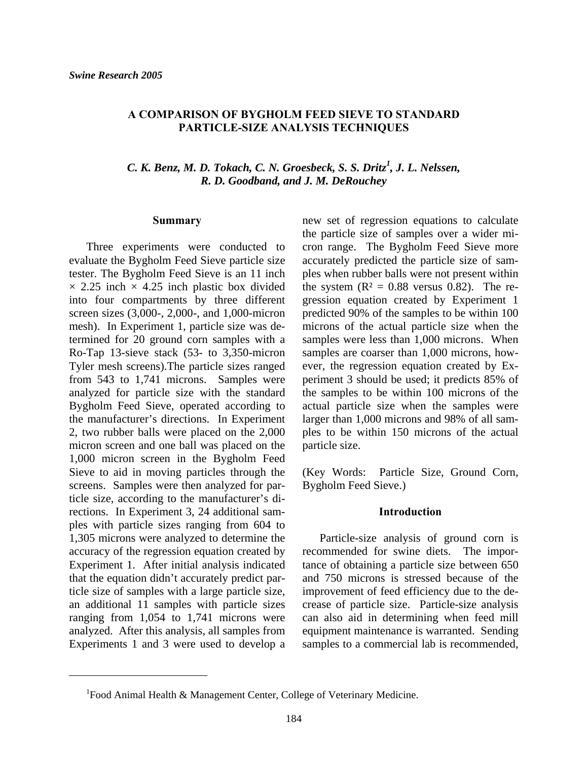*Swine Research 2005*

# A COMPARISON OF BYGHOLM FEED SIEVE TO STANDARD PARTICLE-SIZE ANALYSIS TECHNIQUES

*C. K. Benz, M. D. Tokach, C. N. Groesbeck, S. S. Dritz[1], J. L. Nelssen, R. D. Goodband, and J. M. DeRouchey*

## Summary

Three experiments were conducted to evaluate the Bygholm Feed Sieve particle size tester. The Bygholm Feed Sieve is an 11 inch × 2.25 inch × 4.25 inch plastic box divided into four compartments by three different screen sizes (3,000-, 2,000-, and 1,000-micron mesh). In Experiment 1, particle size was determined for 20 ground corn samples with a Ro-Tap 13-sieve stack (53- to 3,350-micron Tyler mesh screens).The particle sizes ranged from 543 to 1,741 microns. Samples were analyzed for particle size with the standard Bygholm Feed Sieve, operated according to the manufacturer's directions. In Experiment 2, two rubber balls were placed on the 2,000 micron screen and one ball was placed on the 1,000 micron screen in the Bygholm Feed Sieve to aid in moving particles through the screens. Samples were then analyzed for particle size, according to the manufacturer's directions. In Experiment 3, 24 additional samples with particle sizes ranging from 604 to 1,305 microns were analyzed to determine the accuracy of the regression equation created by Experiment 1. After initial analysis indicated that the equation didn't accurately predict particle size of samples with a large particle size, an additional 11 samples with particle sizes ranging from 1,054 to 1,741 microns were analyzed. After this analysis, all samples from Experiments 1 and 3 were used to develop a new set of regression equations to calculate the particle size of samples over a wider micron range. The Bygholm Feed Sieve more accurately predicted the particle size of samples when rubber balls were not present within the system ($R^2$ = 0.88 versus 0.82). The regression equation created by Experiment 1 predicted 90% of the samples to be within 100 microns of the actual particle size when the samples were less than 1,000 microns. When samples are coarser than 1,000 microns, however, the regression equation created by Experiment 3 should be used; it predicts 85% of the samples to be within 100 microns of the actual particle size when the samples were larger than 1,000 microns and 98% of all samples to be within 150 microns of the actual particle size.

(Key Words: Particle Size, Ground Corn, Bygholm Feed Sieve.)

## Introduction

Particle-size analysis of ground corn is recommended for swine diets. The importance of obtaining a particle size between 650 and 750 microns is stressed because of the improvement of feed efficiency due to the decrease of particle size. Particle-size analysis can also aid in determining when feed mill equipment maintenance is warranted. Sending samples to a commercial lab is recommended,

[1]Food Animal Health & Management Center, College of Veterinary Medicine.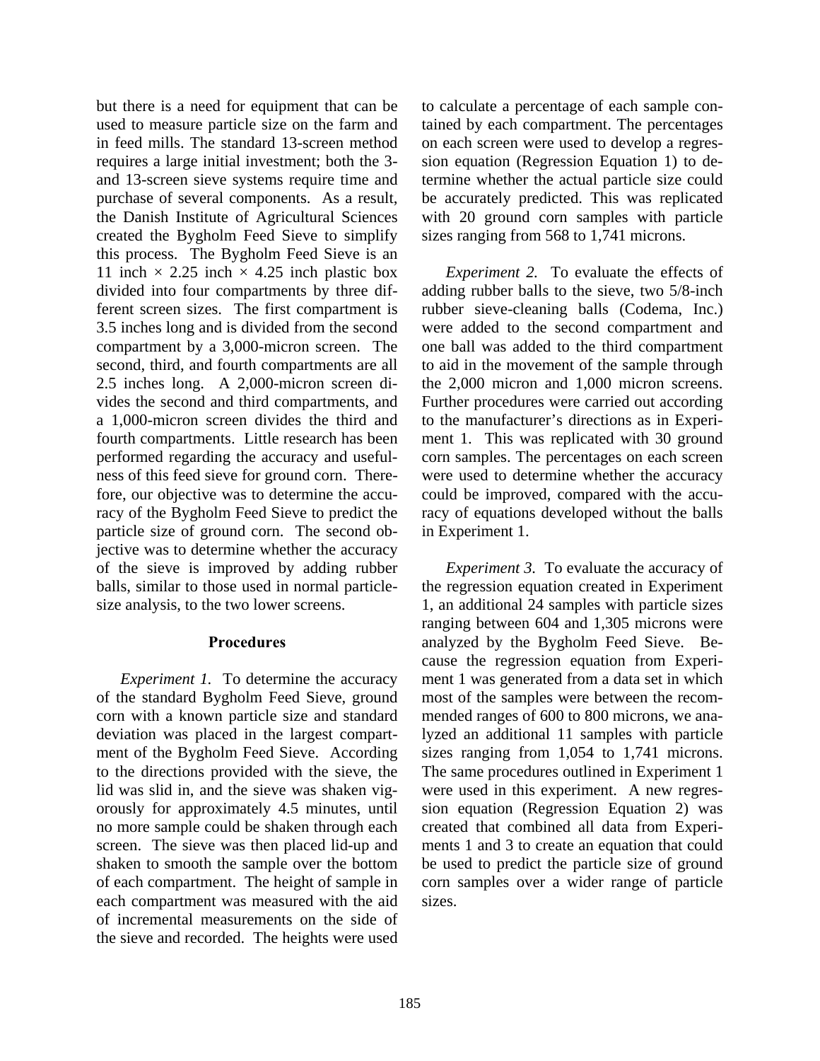but there is a need for equipment that can be used to measure particle size on the farm and in feed mills. The standard 13-screen method requires a large initial investment; both the 3- and 13-screen sieve systems require time and purchase of several components. As a result, the Danish Institute of Agricultural Sciences created the Bygholm Feed Sieve to simplify this process. The Bygholm Feed Sieve is an 11 inch × 2.25 inch × 4.25 inch plastic box divided into four compartments by three different screen sizes. The first compartment is 3.5 inches long and is divided from the second compartment by a 3,000-micron screen. The second, third, and fourth compartments are all 2.5 inches long. A 2,000-micron screen divides the second and third compartments, and a 1,000-micron screen divides the third and fourth compartments. Little research has been performed regarding the accuracy and usefulness of this feed sieve for ground corn. Therefore, our objective was to determine the accuracy of the Bygholm Feed Sieve to predict the particle size of ground corn. The second objective was to determine whether the accuracy of the sieve is improved by adding rubber balls, similar to those used in normal particle-size analysis, to the two lower screens.

## Procedures

*Experiment 1.* To determine the accuracy of the standard Bygholm Feed Sieve, ground corn with a known particle size and standard deviation was placed in the largest compartment of the Bygholm Feed Sieve. According to the directions provided with the sieve, the lid was slid in, and the sieve was shaken vigorously for approximately 4.5 minutes, until no more sample could be shaken through each screen. The sieve was then placed lid-up and shaken to smooth the sample over the bottom of each compartment. The height of sample in each compartment was measured with the aid of incremental measurements on the side of the sieve and recorded. The heights were used to calculate a percentage of each sample contained by each compartment. The percentages on each screen were used to develop a regression equation (Regression Equation 1) to determine whether the actual particle size could be accurately predicted. This was replicated with 20 ground corn samples with particle sizes ranging from 568 to 1,741 microns.

*Experiment 2.* To evaluate the effects of adding rubber balls to the sieve, two 5/8-inch rubber sieve-cleaning balls (Codema, Inc.) were added to the second compartment and one ball was added to the third compartment to aid in the movement of the sample through the 2,000 micron and 1,000 micron screens. Further procedures were carried out according to the manufacturer's directions as in Experiment 1. This was replicated with 30 ground corn samples. The percentages on each screen were used to determine whether the accuracy could be improved, compared with the accuracy of equations developed without the balls in Experiment 1.

*Experiment 3.* To evaluate the accuracy of the regression equation created in Experiment 1, an additional 24 samples with particle sizes ranging between 604 and 1,305 microns were analyzed by the Bygholm Feed Sieve. Because the regression equation from Experiment 1 was generated from a data set in which most of the samples were between the recommended ranges of 600 to 800 microns, we analyzed an additional 11 samples with particle sizes ranging from 1,054 to 1,741 microns. The same procedures outlined in Experiment 1 were used in this experiment. A new regression equation (Regression Equation 2) was created that combined all data from Experiments 1 and 3 to create an equation that could be used to predict the particle size of ground corn samples over a wider range of particle sizes.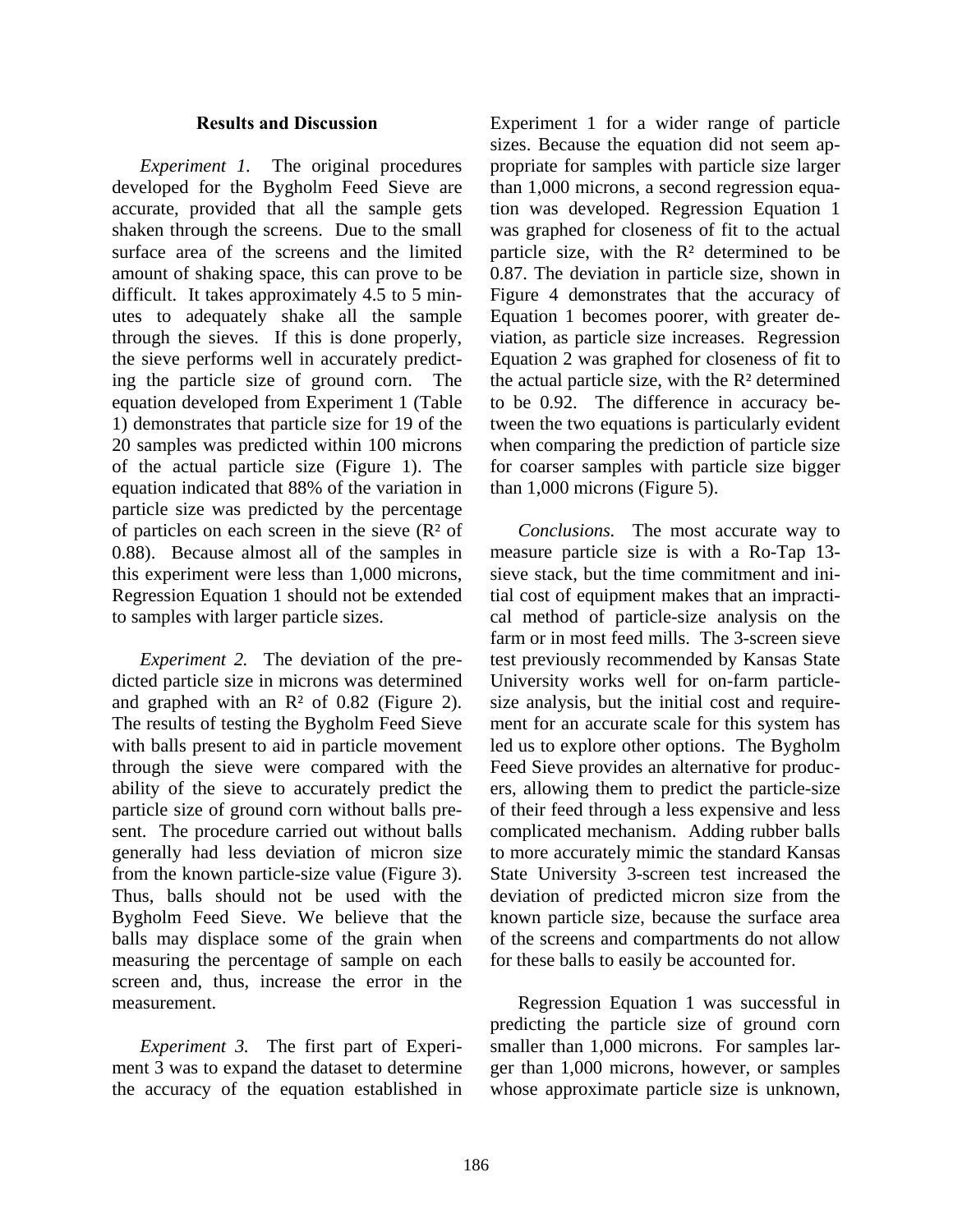### Results and Discussion

*Experiment 1.* The original procedures developed for the Bygholm Feed Sieve are accurate, provided that all the sample gets shaken through the screens. Due to the small surface area of the screens and the limited amount of shaking space, this can prove to be difficult. It takes approximately 4.5 to 5 minutes to adequately shake all the sample through the sieves. If this is done properly, the sieve performs well in accurately predicting the particle size of ground corn. The equation developed from Experiment 1 (Table 1) demonstrates that particle size for 19 of the 20 samples was predicted within 100 microns of the actual particle size (Figure 1). The equation indicated that 88% of the variation in particle size was predicted by the percentage of particles on each screen in the sieve ($R^2$ of 0.88). Because almost all of the samples in this experiment were less than 1,000 microns, Regression Equation 1 should not be extended to samples with larger particle sizes.

*Experiment 2.* The deviation of the predicted particle size in microns was determined and graphed with an $R^2$ of 0.82 (Figure 2). The results of testing the Bygholm Feed Sieve with balls present to aid in particle movement through the sieve were compared with the ability of the sieve to accurately predict the particle size of ground corn without balls present. The procedure carried out without balls generally had less deviation of micron size from the known particle-size value (Figure 3). Thus, balls should not be used with the Bygholm Feed Sieve. We believe that the balls may displace some of the grain when measuring the percentage of sample on each screen and, thus, increase the error in the measurement.

*Experiment 3.* The first part of Experiment 3 was to expand the dataset to determine the accuracy of the equation established in Experiment 1 for a wider range of particle sizes. Because the equation did not seem appropriate for samples with particle size larger than 1,000 microns, a second regression equation was developed. Regression Equation 1 was graphed for closeness of fit to the actual particle size, with the $R^2$ determined to be 0.87. The deviation in particle size, shown in Figure 4 demonstrates that the accuracy of Equation 1 becomes poorer, with greater deviation, as particle size increases. Regression Equation 2 was graphed for closeness of fit to the actual particle size, with the $R^2$ determined to be 0.92. The difference in accuracy between the two equations is particularly evident when comparing the prediction of particle size for coarser samples with particle size bigger than 1,000 microns (Figure 5).

*Conclusions.* The most accurate way to measure particle size is with a Ro-Tap 13-sieve stack, but the time commitment and initial cost of equipment makes that an impractical method of particle-size analysis on the farm or in most feed mills. The 3-screen sieve test previously recommended by Kansas State University works well for on-farm particle-size analysis, but the initial cost and requirement for an accurate scale for this system has led us to explore other options. The Bygholm Feed Sieve provides an alternative for producers, allowing them to predict the particle-size of their feed through a less expensive and less complicated mechanism. Adding rubber balls to more accurately mimic the standard Kansas State University 3-screen test increased the deviation of predicted micron size from the known particle size, because the surface area of the screens and compartments do not allow for these balls to easily be accounted for.

Regression Equation 1 was successful in predicting the particle size of ground corn smaller than 1,000 microns. For samples larger than 1,000 microns, however, or samples whose approximate particle size is unknown,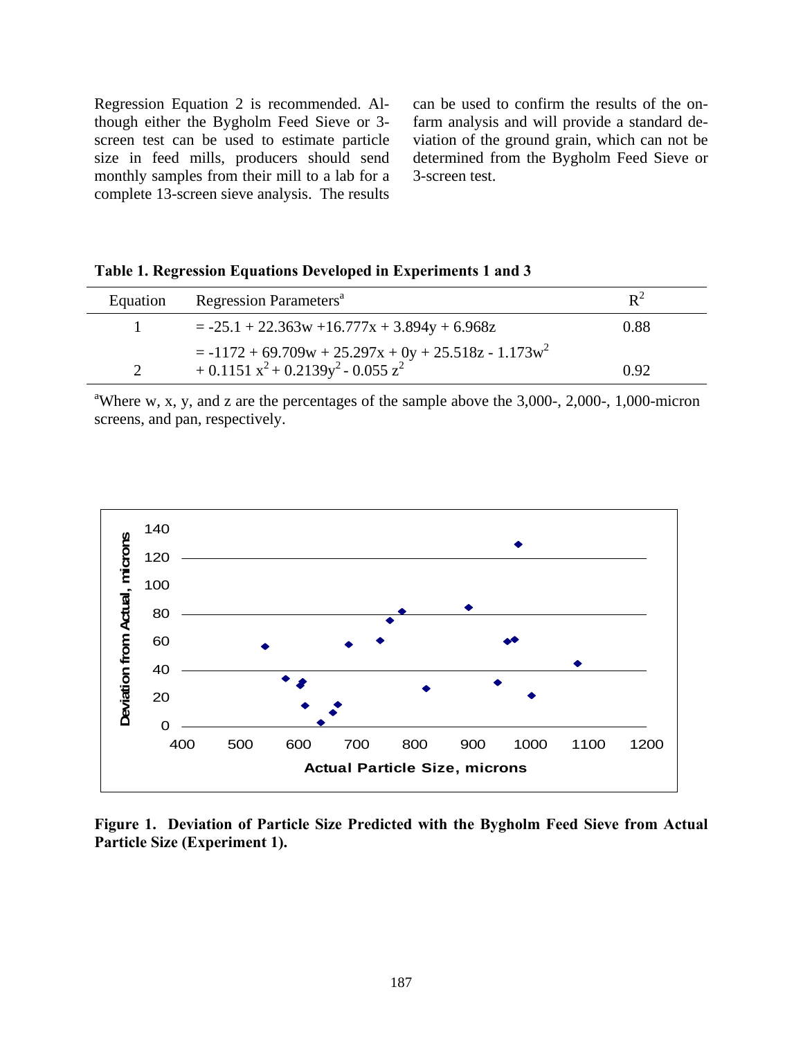Regression Equation 2 is recommended. Although either the Bygholm Feed Sieve or 3-screen test can be used to estimate particle size in feed mills, producers should send monthly samples from their mill to a lab for a complete 13-screen sieve analysis. The results can be used to confirm the results of the on-farm analysis and will provide a standard deviation of the ground grain, which can not be determined from the Bygholm Feed Sieve or 3-screen test.

**Table 1. Regression Equations Developed in Experiments 1 and 3**

| Equation | Regression Parameters[a] | $R^2$ |
|---|---|---|
| 1 | $= -25.1 + 22.363w + 16.777x + 3.894y + 6.968z$ | 0.88 |
| 2 | $= -1172 + 69.709w + 25.297x + 0y + 25.518z - 1.173w^2 + 0.1151x^2 + 0.2139y^2 - 0.055z^2$ | 0.92 |

[a]Where w, x, y, and z are the percentages of the sample above the 3,000-, 2,000-, 1,000-micron screens, and pan, respectively.

**Figure 1. Deviation of Particle Size Predicted with the Bygholm Feed Sieve from Actual Particle Size (Experiment 1).**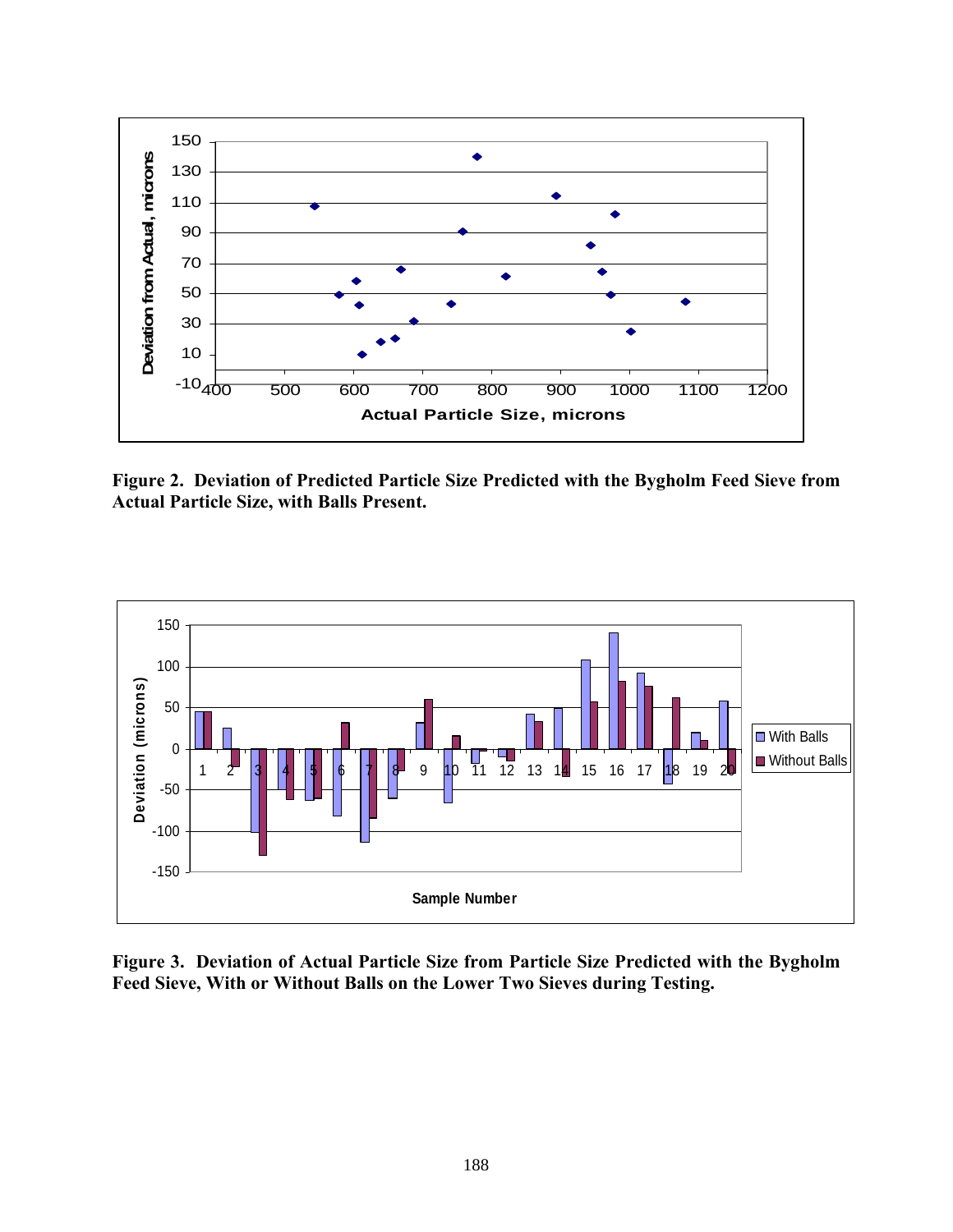**Figure 2. Deviation of Predicted Particle Size Predicted with the Bygholm Feed Sieve from Actual Particle Size, with Balls Present.**

**Figure 3. Deviation of Actual Particle Size from Particle Size Predicted with the Bygholm Feed Sieve, With or Without Balls on the Lower Two Sieves during Testing.**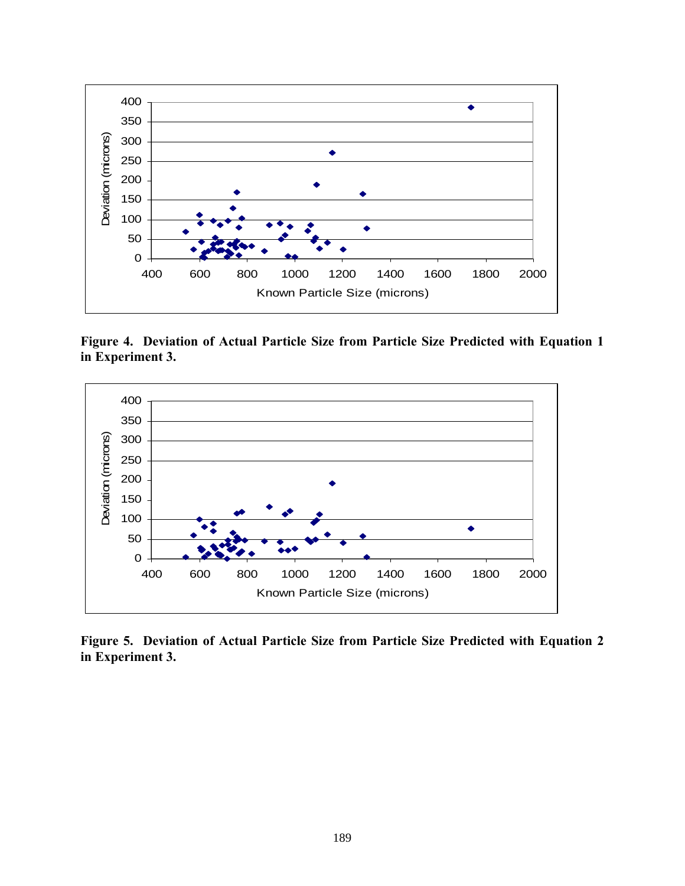Deviation (microns)

400
350
300
250
200
150
100
50
0

400 600 800 1000 1200 1400 1600 1800 2000

Known Particle Size (microns)

**Figure 4. Deviation of Actual Particle Size from Particle Size Predicted with Equation 1 in Experiment 3.**

Deviation (microns)

400
350
300
250
200
150
100
50
0

400 600 800 1000 1200 1400 1600 1800 2000

Known Particle Size (microns)

**Figure 5. Deviation of Actual Particle Size from Particle Size Predicted with Equation 2 in Experiment 3.**